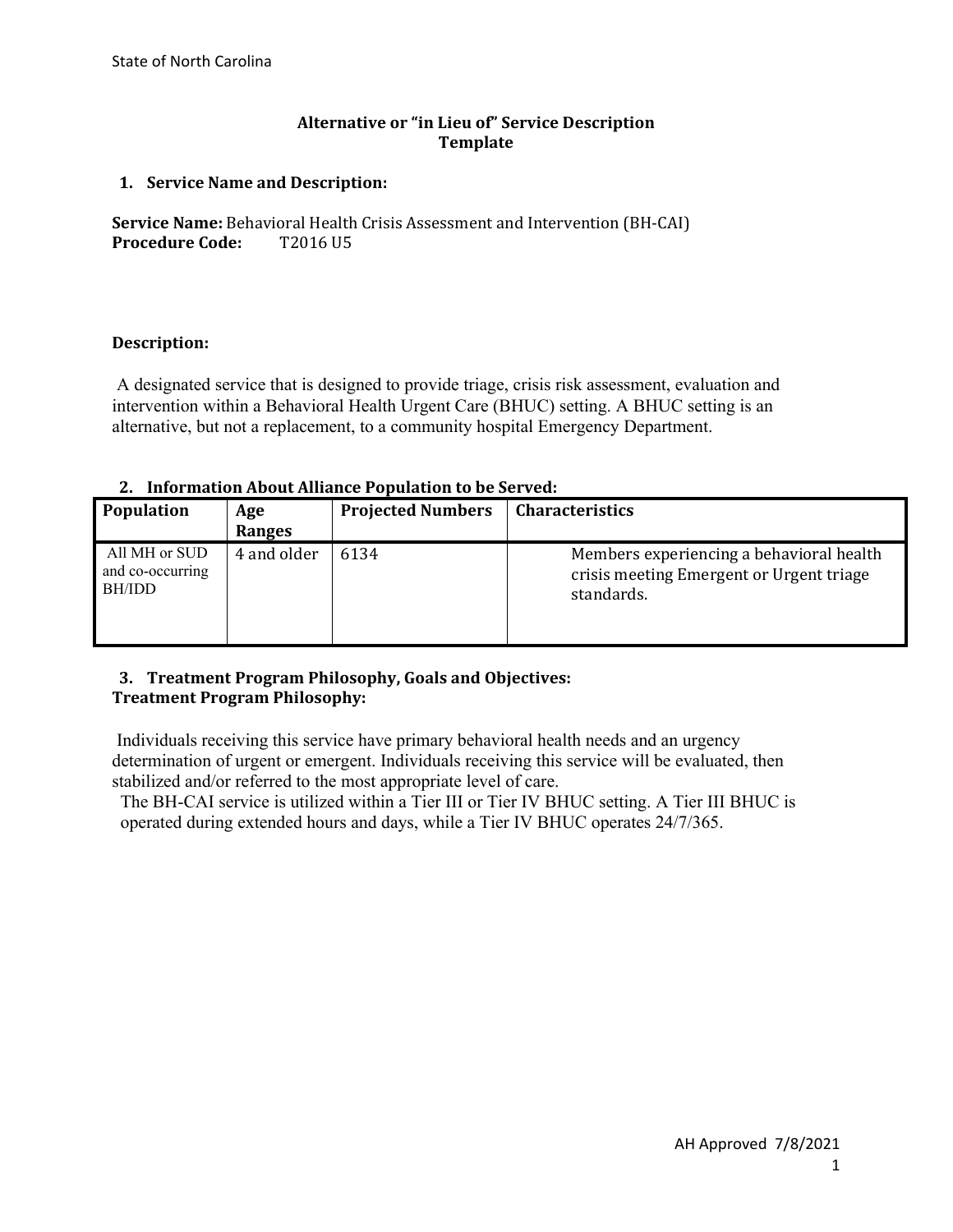# Alternative or "in Lieu of" Service Description Template

## 1. Service Name and Description:

**Service Name:** Behavioral Health Crisis Assessment and Intervention (BH-CAI)
**Procedure Code:** T2016 U5

**Description:**

A designated service that is designed to provide triage, crisis risk assessment, evaluation and intervention within a Behavioral Health Urgent Care (BHUC) setting. A BHUC setting is an alternative, but not a replacement, to a community hospital Emergency Department.

## 2. Information About Alliance Population to be Served:

| Population | Age Ranges | Projected Numbers | Characteristics |
|---|---|---|---|
| All MH or SUD and co-occurring BH/IDD | 4 and older | 6134 | Members experiencing a behavioral health crisis meeting Emergent or Urgent triage standards. |

## 3. Treatment Program Philosophy, Goals and Objectives:

**Treatment Program Philosophy:**

Individuals receiving this service have primary behavioral health needs and an urgency determination of urgent or emergent. Individuals receiving this service will be evaluated, then stabilized and/or referred to the most appropriate level of care.

The BH-CAI service is utilized within a Tier III or Tier IV BHUC setting. A Tier III BHUC is operated during extended hours and days, while a Tier IV BHUC operates 24/7/365.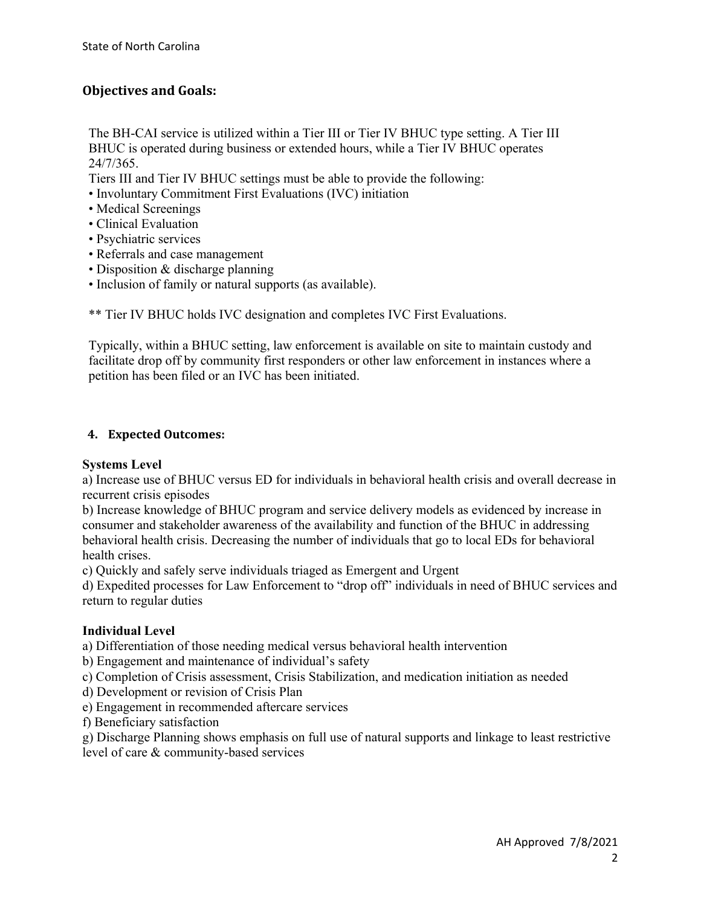## Objectives and Goals:

The BH-CAI service is utilized within a Tier III or Tier IV BHUC type setting. A Tier III BHUC is operated during business or extended hours, while a Tier IV BHUC operates 24/7/365.

Tiers III and Tier IV BHUC settings must be able to provide the following:

- Involuntary Commitment First Evaluations (IVC) initiation
- Medical Screenings
- Clinical Evaluation
- Psychiatric services
- Referrals and case management
- Disposition & discharge planning
- Inclusion of family or natural supports (as available).

** Tier IV BHUC holds IVC designation and completes IVC First Evaluations.

Typically, within a BHUC setting, law enforcement is available on site to maintain custody and facilitate drop off by community first responders or other law enforcement in instances where a petition has been filed or an IVC has been initiated.

## 4. Expected Outcomes:

**Systems Level**

a) Increase use of BHUC versus ED for individuals in behavioral health crisis and overall decrease in recurrent crisis episodes

b) Increase knowledge of BHUC program and service delivery models as evidenced by increase in consumer and stakeholder awareness of the availability and function of the BHUC in addressing behavioral health crisis. Decreasing the number of individuals that go to local EDs for behavioral health crises.

c) Quickly and safely serve individuals triaged as Emergent and Urgent

d) Expedited processes for Law Enforcement to "drop off" individuals in need of BHUC services and return to regular duties

**Individual Level**

a) Differentiation of those needing medical versus behavioral health intervention

b) Engagement and maintenance of individual's safety

c) Completion of Crisis assessment, Crisis Stabilization, and medication initiation as needed

d) Development or revision of Crisis Plan

e) Engagement in recommended aftercare services

f) Beneficiary satisfaction

g) Discharge Planning shows emphasis on full use of natural supports and linkage to least restrictive level of care & community-based services

AH Approved 7/8/2021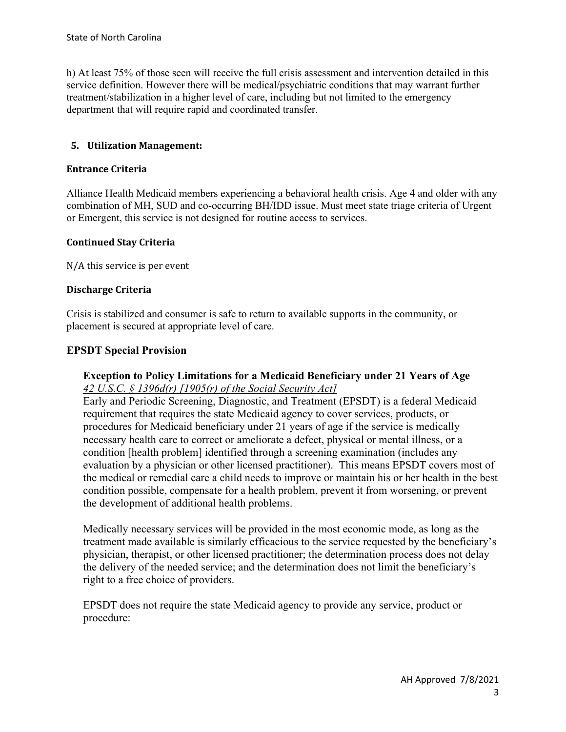h) At least 75% of those seen will receive the full crisis assessment and intervention detailed in this service definition. However there will be medical/psychiatric conditions that may warrant further treatment/stabilization in a higher level of care, including but not limited to the emergency department that will require rapid and coordinated transfer.

## 5. Utilization Management:

### Entrance Criteria

Alliance Health Medicaid members experiencing a behavioral health crisis. Age 4 and older with any combination of MH, SUD and co-occurring BH/IDD issue. Must meet state triage criteria of Urgent or Emergent, this service is not designed for routine access to services.

### Continued Stay Criteria

N/A this service is per event

### Discharge Criteria

Crisis is stabilized and consumer is safe to return to available supports in the community, or placement is secured at appropriate level of care.

## EPSDT Special Provision

### Exception to Policy Limitations for a Medicaid Beneficiary under 21 Years of Age

*42 U.S.C. § 1396d(r) [1905(r) of the Social Security Act]*

Early and Periodic Screening, Diagnostic, and Treatment (EPSDT) is a federal Medicaid requirement that requires the state Medicaid agency to cover services, products, or procedures for Medicaid beneficiary under 21 years of age if the service is medically necessary health care to correct or ameliorate a defect, physical or mental illness, or a condition [health problem] identified through a screening examination (includes any evaluation by a physician or other licensed practitioner). This means EPSDT covers most of the medical or remedial care a child needs to improve or maintain his or her health in the best condition possible, compensate for a health problem, prevent it from worsening, or prevent the development of additional health problems.

Medically necessary services will be provided in the most economic mode, as long as the treatment made available is similarly efficacious to the service requested by the beneficiary's physician, therapist, or other licensed practitioner; the determination process does not delay the delivery of the needed service; and the determination does not limit the beneficiary's right to a free choice of providers.

EPSDT does not require the state Medicaid agency to provide any service, product or procedure: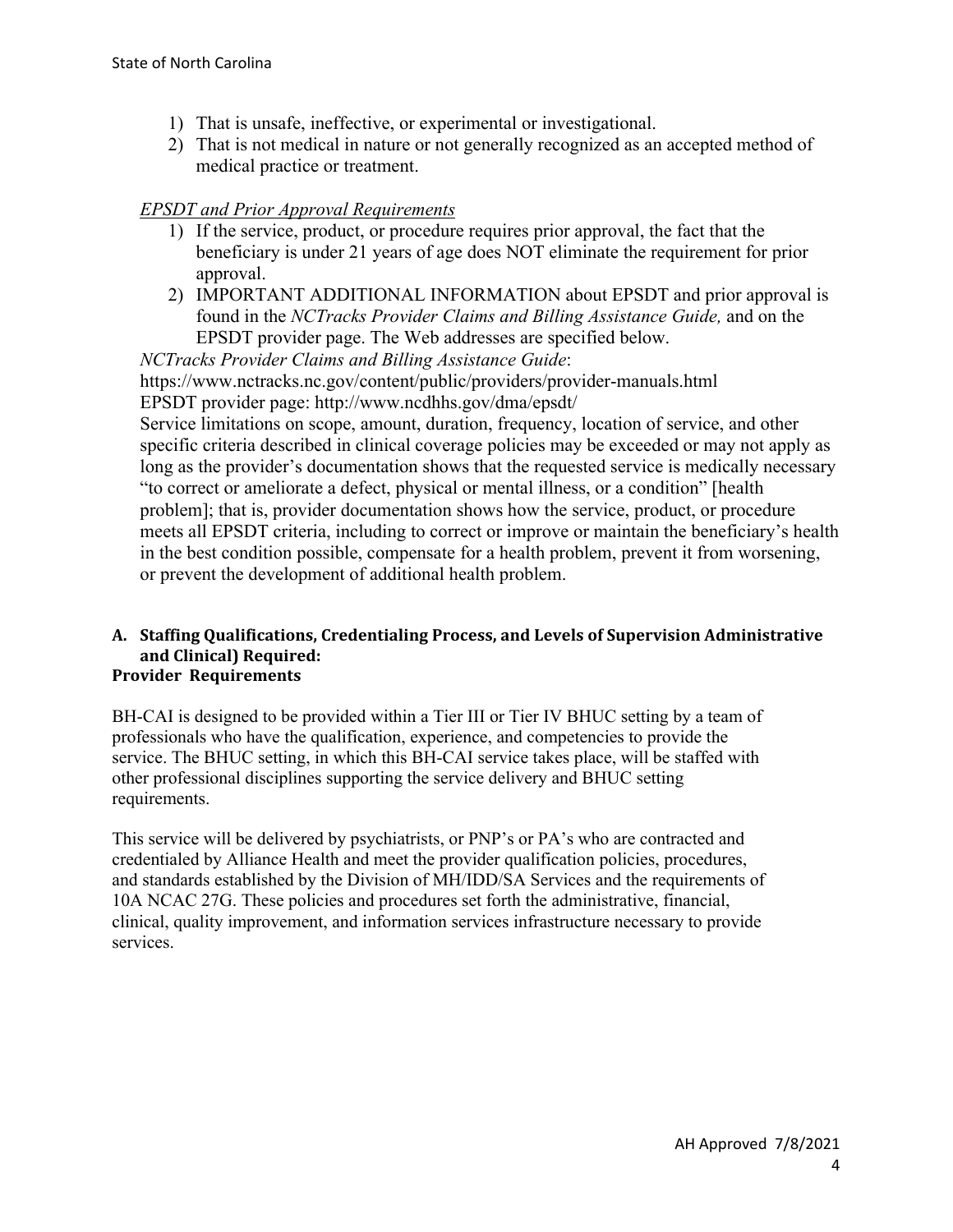1) That is unsafe, ineffective, or experimental or investigational.
2) That is not medical in nature or not generally recognized as an accepted method of medical practice or treatment.

*EPSDT and Prior Approval Requirements*

1) If the service, product, or procedure requires prior approval, the fact that the beneficiary is under 21 years of age does NOT eliminate the requirement for prior approval.
2) IMPORTANT ADDITIONAL INFORMATION about EPSDT and prior approval is found in the *NCTracks Provider Claims and Billing Assistance Guide,* and on the EPSDT provider page. The Web addresses are specified below.

*NCTracks Provider Claims and Billing Assistance Guide*:
https://www.nctracks.nc.gov/content/public/providers/provider-manuals.html
EPSDT provider page: http://www.ncdhhs.gov/dma/epsdt/

Service limitations on scope, amount, duration, frequency, location of service, and other specific criteria described in clinical coverage policies may be exceeded or may not apply as long as the provider's documentation shows that the requested service is medically necessary "to correct or ameliorate a defect, physical or mental illness, or a condition" [health problem]; that is, provider documentation shows how the service, product, or procedure meets all EPSDT criteria, including to correct or improve or maintain the beneficiary's health in the best condition possible, compensate for a health problem, prevent it from worsening, or prevent the development of additional health problem.

**A. Staffing Qualifications, Credentialing Process, and Levels of Supervision Administrative and Clinical) Required:**

**Provider Requirements**

BH-CAI is designed to be provided within a Tier III or Tier IV BHUC setting by a team of professionals who have the qualification, experience, and competencies to provide the service. The BHUC setting, in which this BH-CAI service takes place, will be staffed with other professional disciplines supporting the service delivery and BHUC setting requirements.

This service will be delivered by psychiatrists, or PNP's or PA's who are contracted and credentialed by Alliance Health and meet the provider qualification policies, procedures, and standards established by the Division of MH/IDD/SA Services and the requirements of 10A NCAC 27G. These policies and procedures set forth the administrative, financial, clinical, quality improvement, and information services infrastructure necessary to provide services.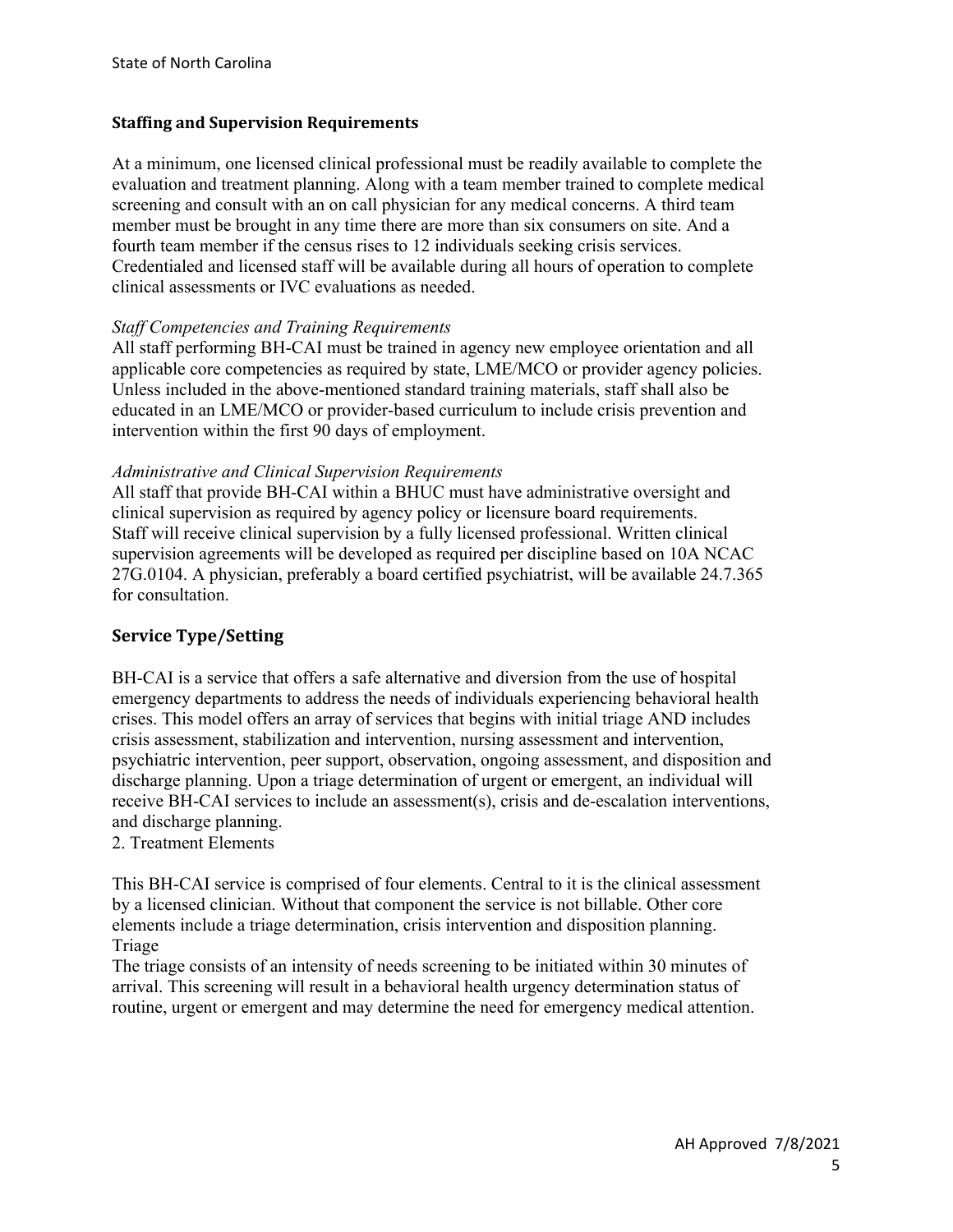### Staffing and Supervision Requirements

At a minimum, one licensed clinical professional must be readily available to complete the evaluation and treatment planning. Along with a team member trained to complete medical screening and consult with an on call physician for any medical concerns. A third team member must be brought in any time there are more than six consumers on site. And a fourth team member if the census rises to 12 individuals seeking crisis services. Credentialed and licensed staff will be available during all hours of operation to complete clinical assessments or IVC evaluations as needed.

*Staff Competencies and Training Requirements*

All staff performing BH-CAI must be trained in agency new employee orientation and all applicable core competencies as required by state, LME/MCO or provider agency policies. Unless included in the above-mentioned standard training materials, staff shall also be educated in an LME/MCO or provider-based curriculum to include crisis prevention and intervention within the first 90 days of employment.

*Administrative and Clinical Supervision Requirements*

All staff that provide BH-CAI within a BHUC must have administrative oversight and clinical supervision as required by agency policy or licensure board requirements. Staff will receive clinical supervision by a fully licensed professional. Written clinical supervision agreements will be developed as required per discipline based on 10A NCAC 27G.0104. A physician, preferably a board certified psychiatrist, will be available 24.7.365 for consultation.

## Service Type/Setting

BH-CAI is a service that offers a safe alternative and diversion from the use of hospital emergency departments to address the needs of individuals experiencing behavioral health crises. This model offers an array of services that begins with initial triage AND includes crisis assessment, stabilization and intervention, nursing assessment and intervention, psychiatric intervention, peer support, observation, ongoing assessment, and disposition and discharge planning. Upon a triage determination of urgent or emergent, an individual will receive BH-CAI services to include an assessment(s), crisis and de-escalation interventions, and discharge planning.

2. Treatment Elements

This BH-CAI service is comprised of four elements. Central to it is the clinical assessment by a licensed clinician. Without that component the service is not billable. Other core elements include a triage determination, crisis intervention and disposition planning.

Triage

The triage consists of an intensity of needs screening to be initiated within 30 minutes of arrival. This screening will result in a behavioral health urgency determination status of routine, urgent or emergent and may determine the need for emergency medical attention.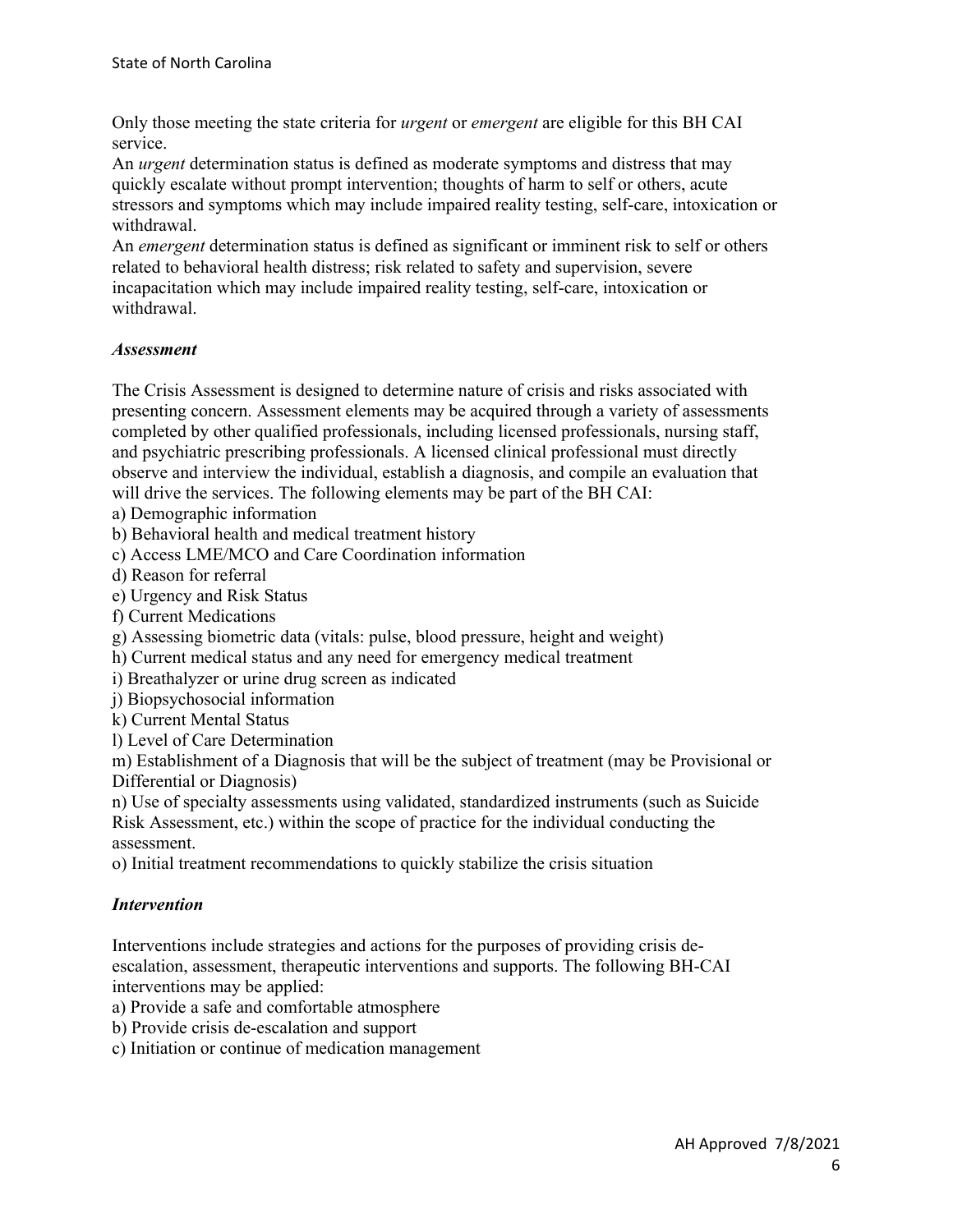Only those meeting the state criteria for *urgent* or *emergent* are eligible for this BH CAI service.

An *urgent* determination status is defined as moderate symptoms and distress that may quickly escalate without prompt intervention; thoughts of harm to self or others, acute stressors and symptoms which may include impaired reality testing, self-care, intoxication or withdrawal.

An *emergent* determination status is defined as significant or imminent risk to self or others related to behavioral health distress; risk related to safety and supervision, severe incapacitation which may include impaired reality testing, self-care, intoxication or withdrawal.

### *Assessment*

The Crisis Assessment is designed to determine nature of crisis and risks associated with presenting concern. Assessment elements may be acquired through a variety of assessments completed by other qualified professionals, including licensed professionals, nursing staff, and psychiatric prescribing professionals. A licensed clinical professional must directly observe and interview the individual, establish a diagnosis, and compile an evaluation that will drive the services. The following elements may be part of the BH CAI:

a) Demographic information
b) Behavioral health and medical treatment history
c) Access LME/MCO and Care Coordination information
d) Reason for referral
e) Urgency and Risk Status
f) Current Medications
g) Assessing biometric data (vitals: pulse, blood pressure, height and weight)
h) Current medical status and any need for emergency medical treatment
i) Breathalyzer or urine drug screen as indicated
j) Biopsychosocial information
k) Current Mental Status
l) Level of Care Determination
m) Establishment of a Diagnosis that will be the subject of treatment (may be Provisional or Differential or Diagnosis)
n) Use of specialty assessments using validated, standardized instruments (such as Suicide Risk Assessment, etc.) within the scope of practice for the individual conducting the assessment.
o) Initial treatment recommendations to quickly stabilize the crisis situation

### *Intervention*

Interventions include strategies and actions for the purposes of providing crisis de-escalation, assessment, therapeutic interventions and supports. The following BH-CAI interventions may be applied:

a) Provide a safe and comfortable atmosphere
b) Provide crisis de-escalation and support
c) Initiation or continue of medication management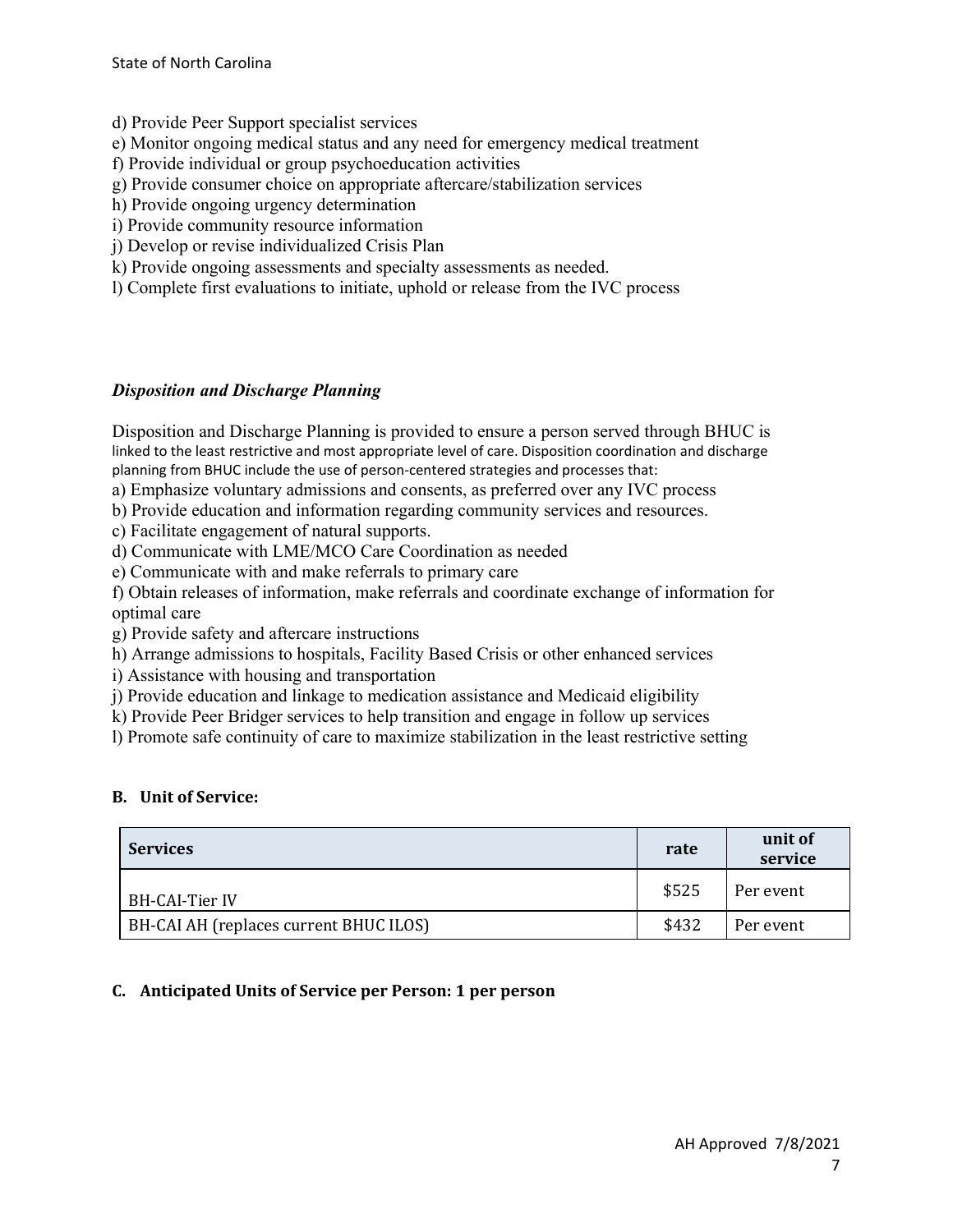d) Provide Peer Support specialist services
e) Monitor ongoing medical status and any need for emergency medical treatment
f) Provide individual or group psychoeducation activities
g) Provide consumer choice on appropriate aftercare/stabilization services
h) Provide ongoing urgency determination
i) Provide community resource information
j) Develop or revise individualized Crisis Plan
k) Provide ongoing assessments and specialty assessments as needed.
l) Complete first evaluations to initiate, uphold or release from the IVC process

***Disposition and Discharge Planning***

Disposition and Discharge Planning is provided to ensure a person served through BHUC is linked to the least restrictive and most appropriate level of care. Disposition coordination and discharge planning from BHUC include the use of person-centered strategies and processes that:

a) Emphasize voluntary admissions and consents, as preferred over any IVC process
b) Provide education and information regarding community services and resources.
c) Facilitate engagement of natural supports.
d) Communicate with LME/MCO Care Coordination as needed
e) Communicate with and make referrals to primary care
f) Obtain releases of information, make referrals and coordinate exchange of information for optimal care
g) Provide safety and aftercare instructions
h) Arrange admissions to hospitals, Facility Based Crisis or other enhanced services
i) Assistance with housing and transportation
j) Provide education and linkage to medication assistance and Medicaid eligibility
k) Provide Peer Bridger services to help transition and engage in follow up services
l) Promote safe continuity of care to maximize stabilization in the least restrictive setting

**B. Unit of Service:**

| Services | rate | unit of service |
|---|---|---|
| BH-CAI-Tier IV | $525 | Per event |
| BH-CAI AH (replaces current BHUC ILOS) | $432 | Per event |

**C. Anticipated Units of Service per Person: 1 per person**

AH Approved 7/8/2021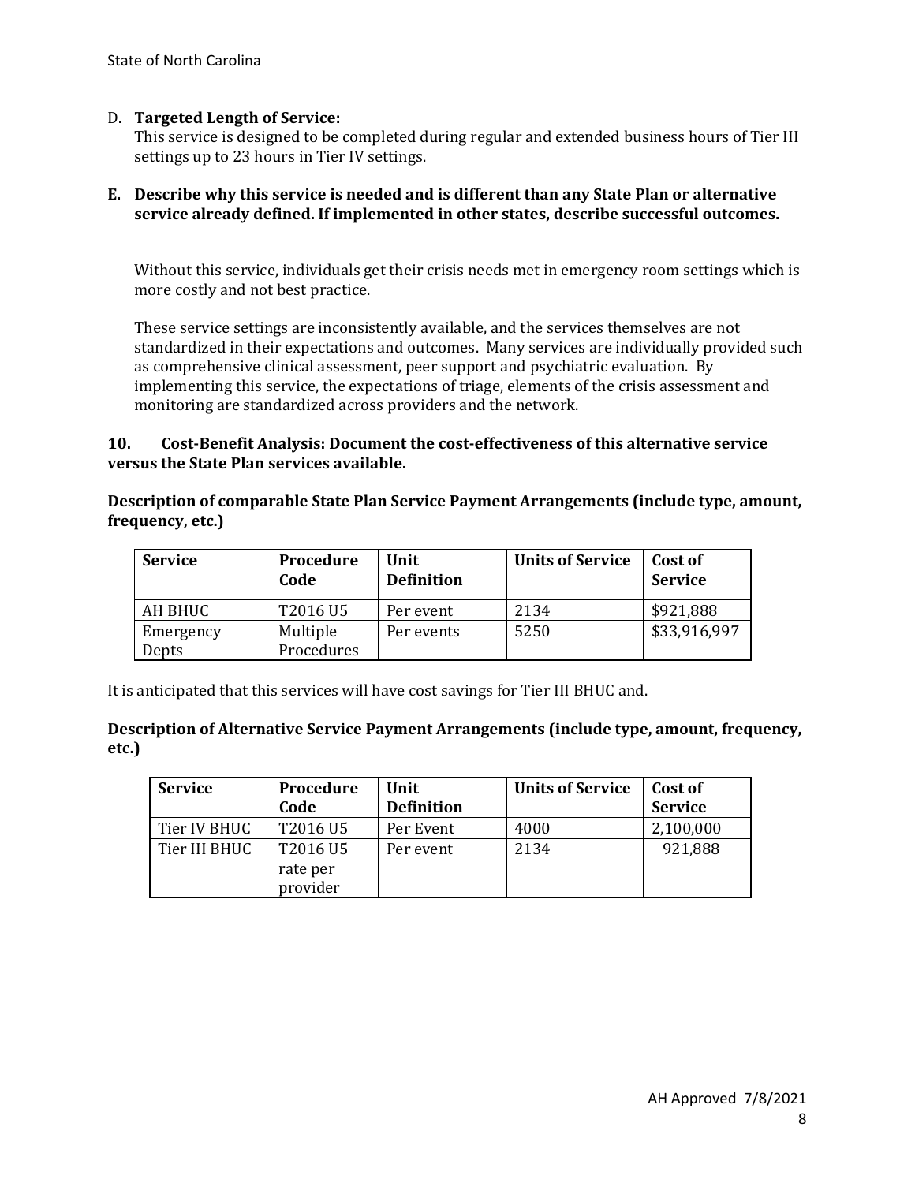D. **Targeted Length of Service:**
This service is designed to be completed during regular and extended business hours of Tier III settings up to 23 hours in Tier IV settings.

**E. Describe why this service is needed and is different than any State Plan or alternative service already defined. If implemented in other states, describe successful outcomes.**

Without this service, individuals get their crisis needs met in emergency room settings which is more costly and not best practice.

These service settings are inconsistently available, and the services themselves are not standardized in their expectations and outcomes. Many services are individually provided such as comprehensive clinical assessment, peer support and psychiatric evaluation. By implementing this service, the expectations of triage, elements of the crisis assessment and monitoring are standardized across providers and the network.

**10. Cost-Benefit Analysis: Document the cost-effectiveness of this alternative service versus the State Plan services available.**

**Description of comparable State Plan Service Payment Arrangements (include type, amount, frequency, etc.)**

| Service | Procedure Code | Unit Definition | Units of Service | Cost of Service |
|---|---|---|---|---|
| AH BHUC | T2016 U5 | Per event | 2134 | $921,888 |
| Emergency Depts | Multiple Procedures | Per events | 5250 | $33,916,997 |

It is anticipated that this services will have cost savings for Tier III BHUC and.

**Description of Alternative Service Payment Arrangements (include type, amount, frequency, etc.)**

| Service | Procedure Code | Unit Definition | Units of Service | Cost of Service |
|---|---|---|---|---|
| Tier IV BHUC | T2016 U5 | Per Event | 4000 | 2,100,000 |
| Tier III BHUC | T2016 U5 rate per provider | Per event | 2134 | 921,888 |

AH Approved 7/8/2021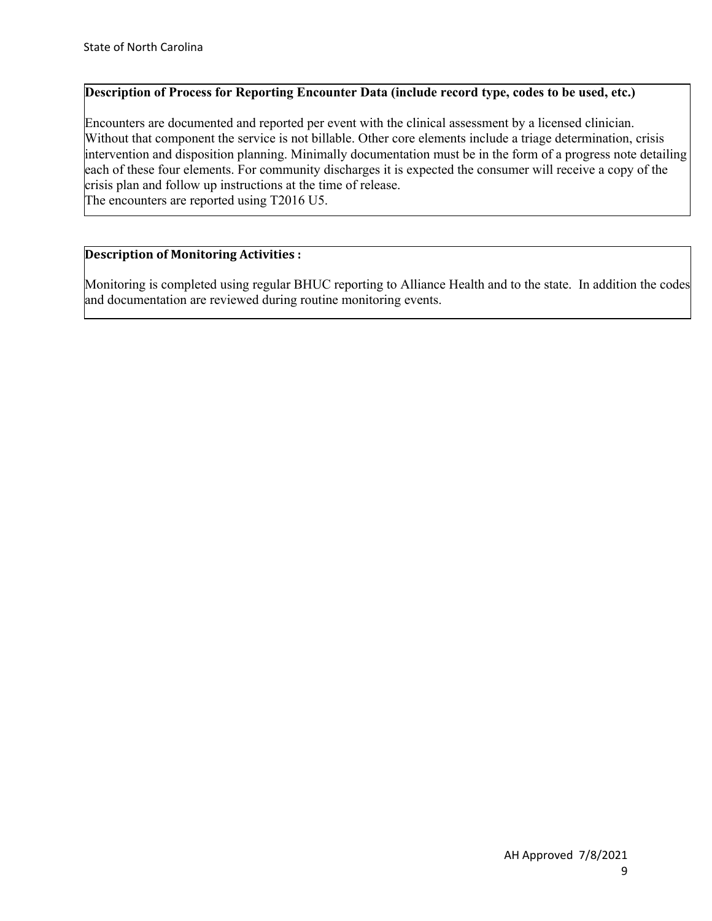**Description of Process for Reporting Encounter Data (include record type, codes to be used, etc.)**

Encounters are documented and reported per event with the clinical assessment by a licensed clinician. Without that component the service is not billable. Other core elements include a triage determination, crisis intervention and disposition planning. Minimally documentation must be in the form of a progress note detailing each of these four elements. For community discharges it is expected the consumer will receive a copy of the crisis plan and follow up instructions at the time of release.
The encounters are reported using T2016 U5.

**Description of Monitoring Activities :**

Monitoring is completed using regular BHUC reporting to Alliance Health and to the state. In addition the codes and documentation are reviewed during routine monitoring events.

AH Approved 7/8/2021